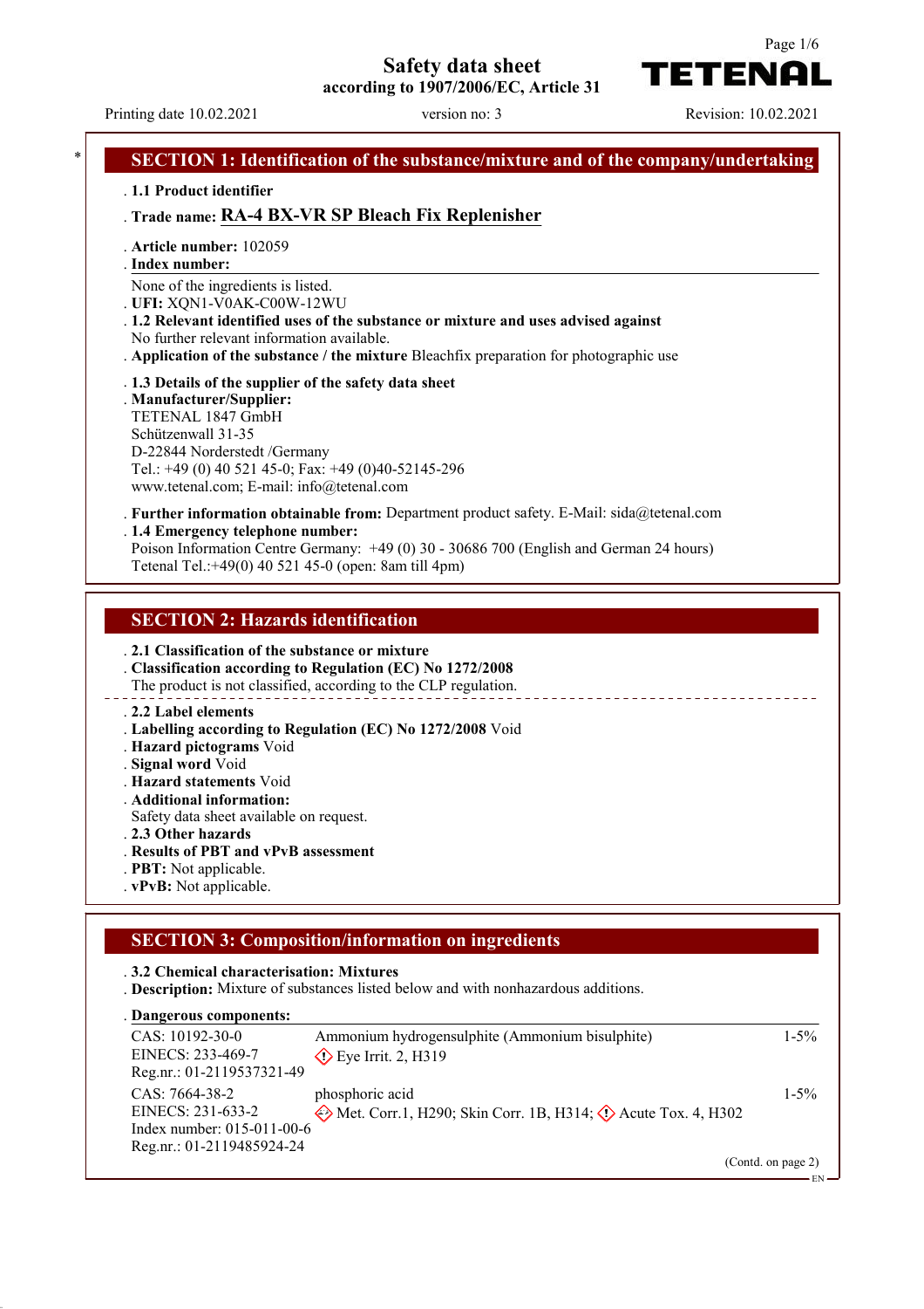# Safety data sheet
according to 1907/2006/EC, Article 31

TETENAL

Printing date 10.02.2021 version no: 3 Revision: 10.02.2021

## SECTION 1: Identification of the substance/mixture and of the company/undertaking

- **1.1 Product identifier**
- **Trade name: RA-4 BX-VR SP Bleach Fix Replenisher**
- **Article number:** 102059
- **Index number:**

None of the ingredients is listed.

- **UFI:** XQN1-V0AK-C00W-12WU
- **1.2 Relevant identified uses of the substance or mixture and uses advised against**

No further relevant information available.

- **Application of the substance / the mixture** Bleachfix preparation for photographic use
- **1.3 Details of the supplier of the safety data sheet**
- **Manufacturer/Supplier:**

TETENAL 1847 GmbH
Schützenwall 31-35
D-22844 Norderstedt /Germany
Tel.: +49 (0) 40 521 45-0; Fax: +49 (0)40-52145-296
www.tetenal.com; E-mail: info@tetenal.com

- **Further information obtainable from:** Department product safety. E-Mail: sida@tetenal.com
- **1.4 Emergency telephone number:**

Poison Information Centre Germany: +49 (0) 30 - 30686 700 (English and German 24 hours)
Tetenal Tel.:+49(0) 40 521 45-0 (open: 8am till 4pm)

## SECTION 2: Hazards identification

- **2.1 Classification of the substance or mixture**
- **Classification according to Regulation (EC) No 1272/2008**

The product is not classified, according to the CLP regulation.

- **2.2 Label elements**
- **Labelling according to Regulation (EC) No 1272/2008** Void
- **Hazard pictograms** Void
- **Signal word** Void
- **Hazard statements** Void
- **Additional information:**

Safety data sheet available on request.

- **2.3 Other hazards**
- **Results of PBT and vPvB assessment**
- **PBT:** Not applicable.
- **vPvB:** Not applicable.

## SECTION 3: Composition/information on ingredients

- **3.2 Chemical characterisation: Mixtures**
- **Description:** Mixture of substances listed below and with nonhazardous additions.
- **Dangerous components:**

| | | |
|---|---|---|
| CAS: 10192-30-0<br>EINECS: 233-469-7<br>Reg.nr.: 01-2119537321-49 | Ammonium hydrogensulphite (Ammonium bisulphite)<br>Eye Irrit. 2, H319 | 1-5% |
| CAS: 7664-38-2<br>EINECS: 231-633-2<br>Index number: 015-011-00-6<br>Reg.nr.: 01-2119485924-24 | phosphoric acid<br>Met. Corr.1, H290; Skin Corr. 1B, H314; Acute Tox. 4, H302 | 1-5% |

(Contd. on page 2)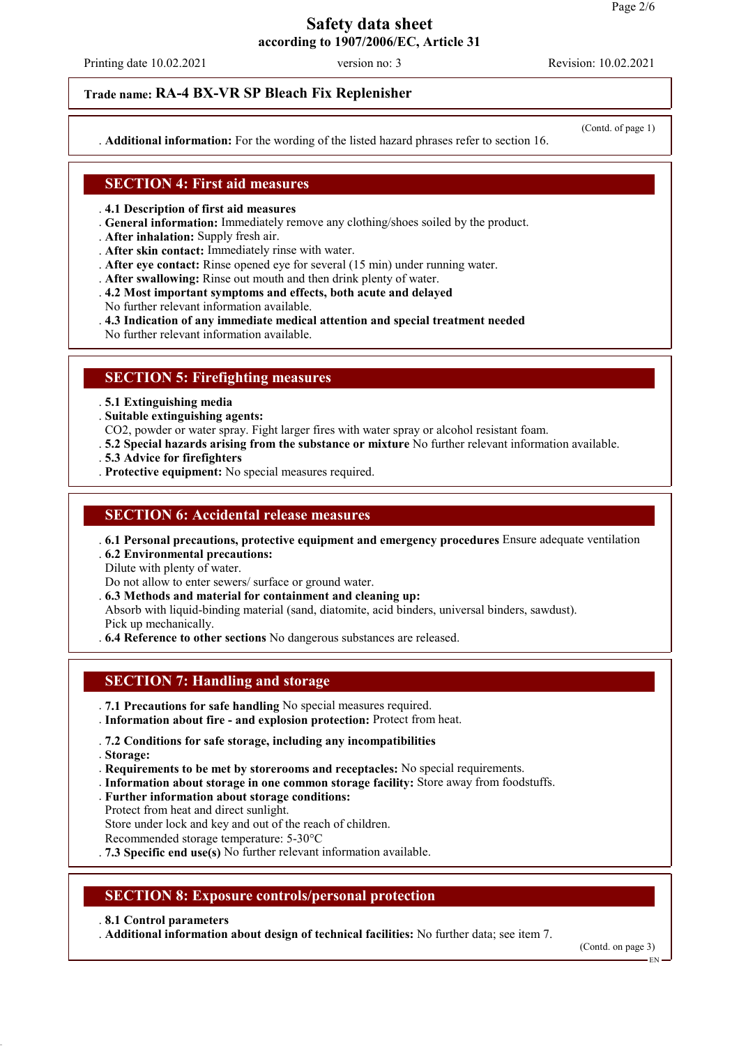**Trade name: RA-4 BX-VR SP Bleach Fix Replenisher**

(Contd. of page 1)

**Additional information:** For the wording of the listed hazard phrases refer to section 16.

## SECTION 4: First aid measures

- **4.1 Description of first aid measures**
- **General information:** Immediately remove any clothing/shoes soiled by the product.
- **After inhalation:** Supply fresh air.
- **After skin contact:** Immediately rinse with water.
- **After eye contact:** Rinse opened eye for several (15 min) under running water.
- **After swallowing:** Rinse out mouth and then drink plenty of water.
- **4.2 Most important symptoms and effects, both acute and delayed**
  No further relevant information available.
- **4.3 Indication of any immediate medical attention and special treatment needed**
  No further relevant information available.

## SECTION 5: Firefighting measures

- **5.1 Extinguishing media**
- **Suitable extinguishing agents:**
  $CO_2$, powder or water spray. Fight larger fires with water spray or alcohol resistant foam.
- **5.2 Special hazards arising from the substance or mixture** No further relevant information available.
- **5.3 Advice for firefighters**
- **Protective equipment:** No special measures required.

## SECTION 6: Accidental release measures

- **6.1 Personal precautions, protective equipment and emergency procedures** Ensure adequate ventilation
- **6.2 Environmental precautions:**
  Dilute with plenty of water.
  Do not allow to enter sewers/ surface or ground water.
- **6.3 Methods and material for containment and cleaning up:**
  Absorb with liquid-binding material (sand, diatomite, acid binders, universal binders, sawdust).
  Pick up mechanically.
- **6.4 Reference to other sections** No dangerous substances are released.

## SECTION 7: Handling and storage

- **7.1 Precautions for safe handling** No special measures required.
- **Information about fire - and explosion protection:** Protect from heat.
- **7.2 Conditions for safe storage, including any incompatibilities**
- **Storage:**
- **Requirements to be met by storerooms and receptacles:** No special requirements.
- **Information about storage in one common storage facility:** Store away from foodstuffs.
- **Further information about storage conditions:**
  Protect from heat and direct sunlight.
  Store under lock and key and out of the reach of children.
  Recommended storage temperature: 5-30°C
- **7.3 Specific end use(s)** No further relevant information available.

## SECTION 8: Exposure controls/personal protection

- **8.1 Control parameters**
- **Additional information about design of technical facilities:** No further data; see item 7.

(Contd. on page 3)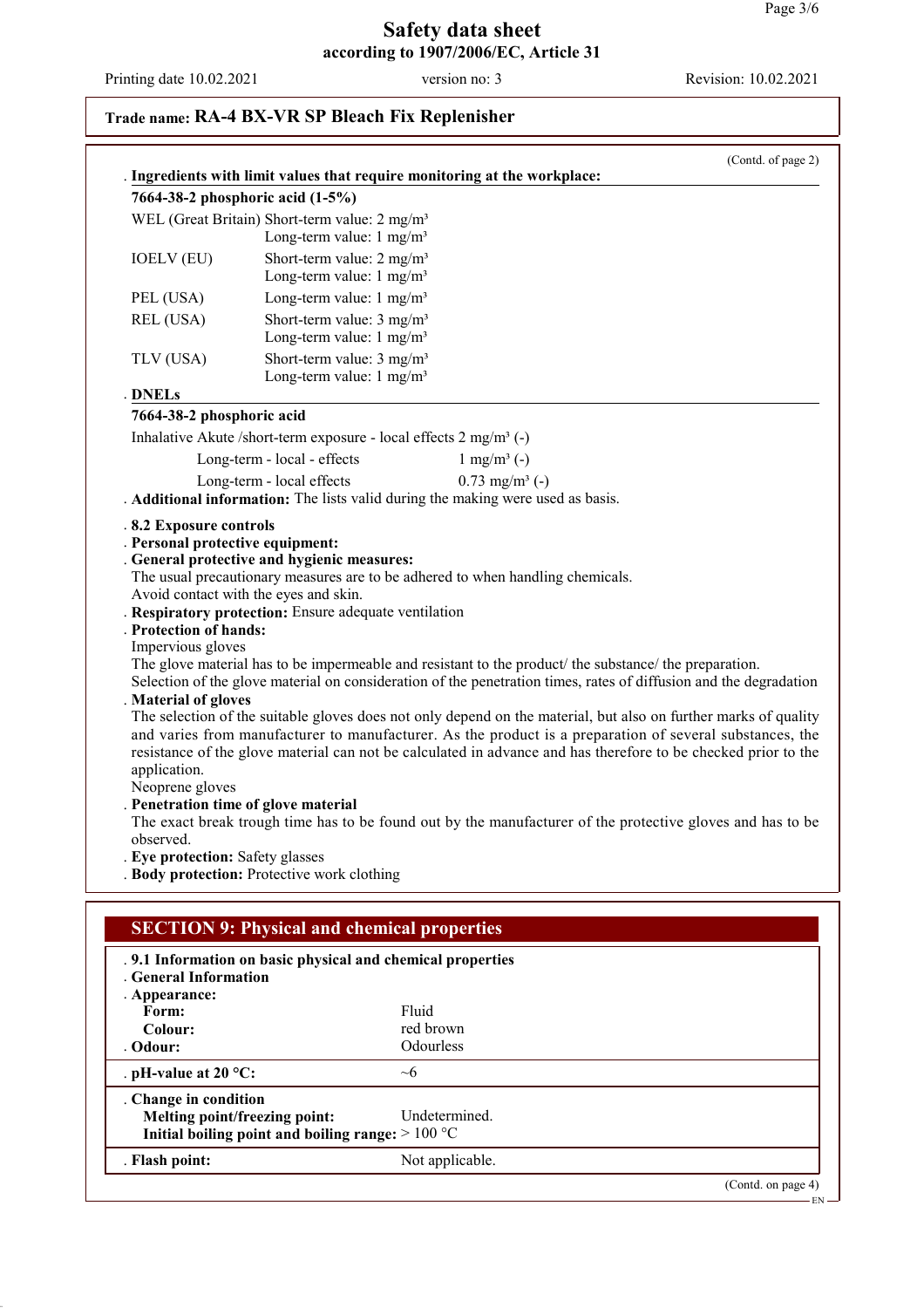Trade name: **RA-4 BX-VR SP Bleach Fix Replenisher**

(Contd. of page 2)

**· Ingredients with limit values that require monitoring at the workplace:**

**7664-38-2 phosphoric acid (1-5%)**

| | |
|---|---|
| WEL (Great Britain) | Short-term value: 2 mg/m³<br>Long-term value: 1 mg/m³ |
| IOELV (EU) | Short-term value: 2 mg/m³<br>Long-term value: 1 mg/m³ |
| PEL (USA) | Long-term value: 1 mg/m³ |
| REL (USA) | Short-term value: 3 mg/m³<br>Long-term value: 1 mg/m³ |
| TLV (USA) | Short-term value: 3 mg/m³<br>Long-term value: 1 mg/m³ |

**· DNELs**

**7664-38-2 phosphoric acid**

| | |
|---|---|
| Inhalative Akute /short-term exposure - local effects | 2 mg/m³ (-) |
| Long-term - local - effects | 1 mg/m³ (-) |
| Long-term - local effects | 0.73 mg/m³ (-) |

**· Additional information:** The lists valid during the making were used as basis.

**· 8.2 Exposure controls**

**· Personal protective equipment:**

**· General protective and hygienic measures:**
The usual precautionary measures are to be adhered to when handling chemicals.
Avoid contact with the eyes and skin.

**· Respiratory protection:** Ensure adequate ventilation

**· Protection of hands:**
Impervious gloves
The glove material has to be impermeable and resistant to the product/ the substance/ the preparation.
Selection of the glove material on consideration of the penetration times, rates of diffusion and the degradation

**· Material of gloves**
The selection of the suitable gloves does not only depend on the material, but also on further marks of quality and varies from manufacturer to manufacturer. As the product is a preparation of several substances, the resistance of the glove material can not be calculated in advance and has therefore to be checked prior to the application.
Neoprene gloves

**· Penetration time of glove material**
The exact break trough time has to be found out by the manufacturer of the protective gloves and has to be observed.

**· Eye protection:** Safety glasses

**· Body protection:** Protective work clothing

## SECTION 9: Physical and chemical properties

**· 9.1 Information on basic physical and chemical properties**

**· General Information**

**· Appearance:**

| | |
|---|---|
| **Form:** | Fluid |
| **Colour:** | red brown |
| **· Odour:** | Odourless |
| **· pH-value at 20 °C:** | ~6 |
| **· Change in condition** | |
| **Melting point/freezing point:** | Undetermined. |
| **Initial boiling point and boiling range:** | > 100 °C |
| **· Flash point:** | Not applicable. |

(Contd. on page 4)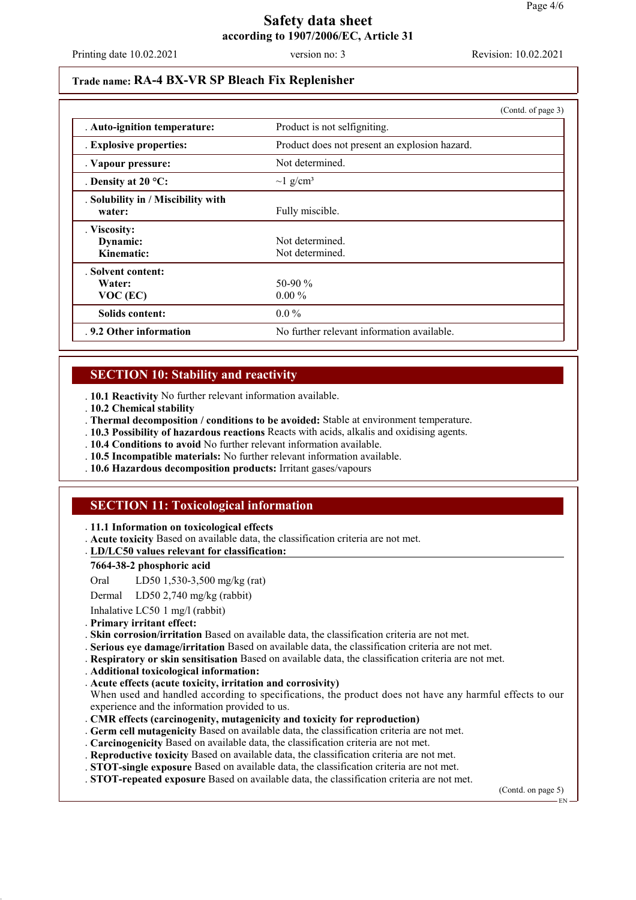# Safety data sheet
**according to 1907/2006/EC, Article 31**

Printing date 10.02.2021 version no: 3 Revision: 10.02.2021

**Trade name: RA-4 BX-VR SP Bleach Fix Replenisher**

(Contd. of page 3)

| | |
|---|---|
| . **Auto-ignition temperature:** | Product is not selfigniting. |
| . **Explosive properties:** | Product does not present an explosion hazard. |
| . **Vapour pressure:** | Not determined. |
| . **Density at 20 °C:** | ~1 g/cm³ |
| . **Solubility in / Miscibility with water:** | Fully miscible. |
| . **Viscosity:** | |
| **Dynamic:** | Not determined. |
| **Kinematic:** | Not determined. |
| . **Solvent content:** | |
| **Water:** | 50-90 % |
| **VOC (EC)** | 0.00 % |
| **Solids content:** | 0.0 % |
| . **9.2 Other information** | No further relevant information available. |

## SECTION 10: Stability and reactivity

. **10.1 Reactivity** No further relevant information available.
. **10.2 Chemical stability**
. **Thermal decomposition / conditions to be avoided:** Stable at environment temperature.
. **10.3 Possibility of hazardous reactions** Reacts with acids, alkalis and oxidising agents.
. **10.4 Conditions to avoid** No further relevant information available.
. **10.5 Incompatible materials:** No further relevant information available.
. **10.6 Hazardous decomposition products:** Irritant gases/vapours

## SECTION 11: Toxicological information

. **11.1 Information on toxicological effects**
. **Acute toxicity** Based on available data, the classification criteria are not met.
. **LD/LC50 values relevant for classification:**

**7664-38-2 phosphoric acid**

| | |
|---|---|
| Oral | LD50 1,530-3,500 mg/kg (rat) |
| Dermal | LD50 2,740 mg/kg (rabbit) |
| Inhalative | LC50 1 mg/l (rabbit) |

. **Primary irritant effect:**
. **Skin corrosion/irritation** Based on available data, the classification criteria are not met.
. **Serious eye damage/irritation** Based on available data, the classification criteria are not met.
. **Respiratory or skin sensitisation** Based on available data, the classification criteria are not met.
. **Additional toxicological information:**
. **Acute effects (acute toxicity, irritation and corrosivity)**
When used and handled according to specifications, the product does not have any harmful effects to our experience and the information provided to us.
. **CMR effects (carcinogenity, mutagenicity and toxicity for reproduction)**
. **Germ cell mutagenicity** Based on available data, the classification criteria are not met.
. **Carcinogenicity** Based on available data, the classification criteria are not met.
. **Reproductive toxicity** Based on available data, the classification criteria are not met.
. **STOT-single exposure** Based on available data, the classification criteria are not met.
. **STOT-repeated exposure** Based on available data, the classification criteria are not met.

(Contd. on page 5)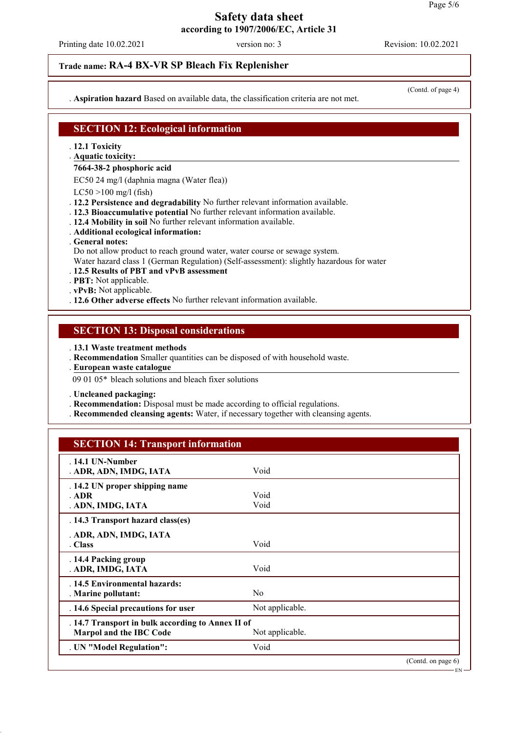**Trade name: RA-4 BX-VR SP Bleach Fix Replenisher**

(Contd. of page 4)

· **Aspiration hazard** Based on available data, the classification criteria are not met.

## SECTION 12: Ecological information

· **12.1 Toxicity**
· **Aquatic toxicity:**

**7664-38-2 phosphoric acid**

EC50 24 mg/l (daphnia magna (Water flea))

LC50 >100 mg/l (fish)

· **12.2 Persistence and degradability** No further relevant information available.
· **12.3 Bioaccumulative potential** No further relevant information available.
· **12.4 Mobility in soil** No further relevant information available.
· **Additional ecological information:**
· **General notes:**
Do not allow product to reach ground water, water course or sewage system.
Water hazard class 1 (German Regulation) (Self-assessment): slightly hazardous for water
· **12.5 Results of PBT and vPvB assessment**
· **PBT:** Not applicable.
· **vPvB:** Not applicable.
· **12.6 Other adverse effects** No further relevant information available.

## SECTION 13: Disposal considerations

· **13.1 Waste treatment methods**
· **Recommendation** Smaller quantities can be disposed of with household waste.
· **European waste catalogue**

09 01 05* bleach solutions and bleach fixer solutions

· **Uncleaned packaging:**
· **Recommendation:** Disposal must be made according to official regulations.
· **Recommended cleansing agents:** Water, if necessary together with cleansing agents.

## SECTION 14: Transport information

| | |
|---|---|
| · **14.1 UN-Number**<br>· **ADR, ADN, IMDG, IATA** | Void |
| · **14.2 UN proper shipping name**<br>· **ADR**<br>· **ADN, IMDG, IATA** | <br>Void<br>Void |
| · **14.3 Transport hazard class(es)**<br>· **ADR, ADN, IMDG, IATA**<br>· **Class** | <br><br>Void |
| · **14.4 Packing group**<br>· **ADR, IMDG, IATA** | Void |
| · **14.5 Environmental hazards:**<br>· **Marine pollutant:** | No |
| · **14.6 Special precautions for user** | Not applicable. |
| · **14.7 Transport in bulk according to Annex II of Marpol and the IBC Code** | Not applicable. |
| · **UN "Model Regulation":** | Void |

(Contd. on page 6)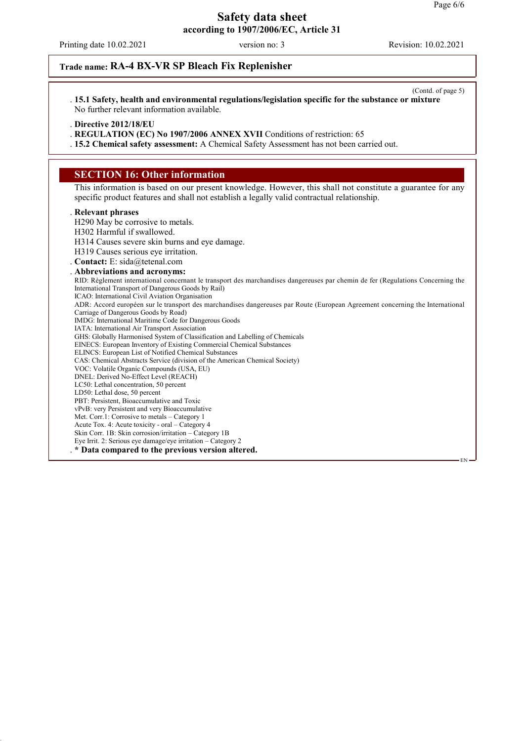**Trade name: RA-4 BX-VR SP Bleach Fix Replenisher**

(Contd. of page 5)

- **15.1 Safety, health and environmental regulations/legislation specific for the substance or mixture**
  No further relevant information available.
- **Directive 2012/18/EU**
- **REGULATION (EC) No 1907/2006 ANNEX XVII** Conditions of restriction: 65
- **15.2 Chemical safety assessment:** A Chemical Safety Assessment has not been carried out.

## SECTION 16: Other information

This information is based on our present knowledge. However, this shall not constitute a guarantee for any specific product features and shall not establish a legally valid contractual relationship.

- **Relevant phrases**
  H290 May be corrosive to metals.
  H302 Harmful if swallowed.
  H314 Causes severe skin burns and eye damage.
  H319 Causes serious eye irritation.
- **Contact:** E: sida@tetenal.com
- **Abbreviations and acronyms:**
  RID: Règlement international concernant le transport des marchandises dangereuses par chemin de fer (Regulations Concerning the International Transport of Dangerous Goods by Rail)
  ICAO: International Civil Aviation Organisation
  ADR: Accord européen sur le transport des marchandises dangereuses par Route (European Agreement concerning the International Carriage of Dangerous Goods by Road)
  IMDG: International Maritime Code for Dangerous Goods
  IATA: International Air Transport Association
  GHS: Globally Harmonised System of Classification and Labelling of Chemicals
  EINECS: European Inventory of Existing Commercial Chemical Substances
  ELINCS: European List of Notified Chemical Substances
  CAS: Chemical Abstracts Service (division of the American Chemical Society)
  VOC: Volatile Organic Compounds (USA, EU)
  DNEL: Derived No-Effect Level (REACH)
  LC50: Lethal concentration, 50 percent
  LD50: Lethal dose, 50 percent
  PBT: Persistent, Bioaccumulative and Toxic
  vPvB: very Persistent and very Bioaccumulative
  Met. Corr.1: Corrosive to metals – Category 1
  Acute Tox. 4: Acute toxicity - oral – Category 4
  Skin Corr. 1B: Skin corrosion/irritation – Category 1B
  Eye Irrit. 2: Serious eye damage/eye irritation – Category 2
- **\* Data compared to the previous version altered.**